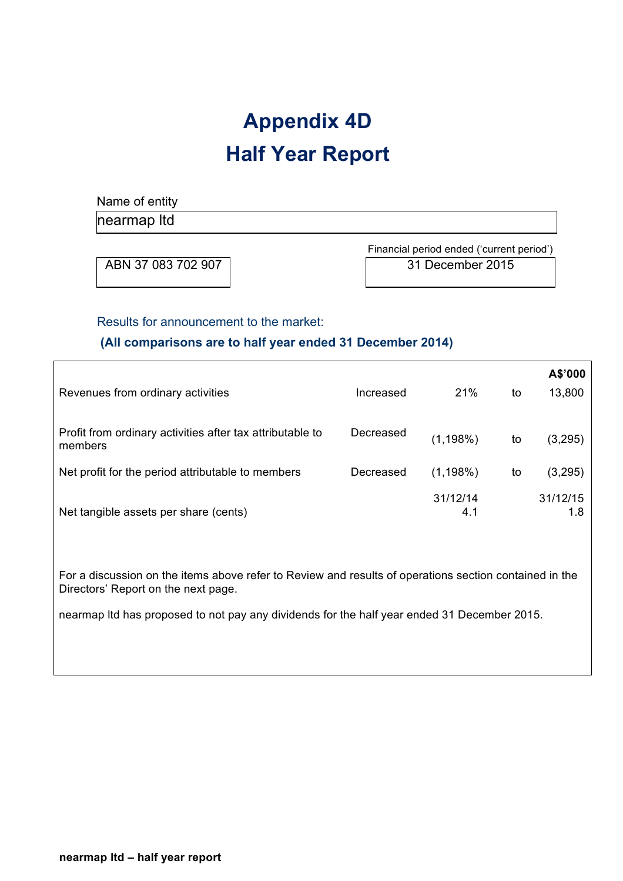# Appendix 4D

# Half Year Report

Name of entity

| nearmap ltd |
|---|

| ABN 37 083 702 907 | Financial period ended ('current period') 31 December 2015 |
|---|---|

Results for announcement to the market:

**(All comparisons are to half year ended 31 December 2014)**

| | | | | **A$'000** |
|---|---|---|---|---|
| Revenues from ordinary activities | Increased | 21% | to | 13,800 |
| Profit from ordinary activities after tax attributable to members | Decreased | (1,198%) | to | (3,295) |
| Net profit for the period attributable to members | Decreased | (1,198%) | to | (3,295) |
| | | 31/12/14 | | 31/12/15 |
| Net tangible assets per share (cents) | | 4.1 | | 1.8 |

For a discussion on the items above refer to Review and results of operations section contained in the Directors' Report on the next page.

nearmap ltd has proposed to not pay any dividends for the half year ended 31 December 2015.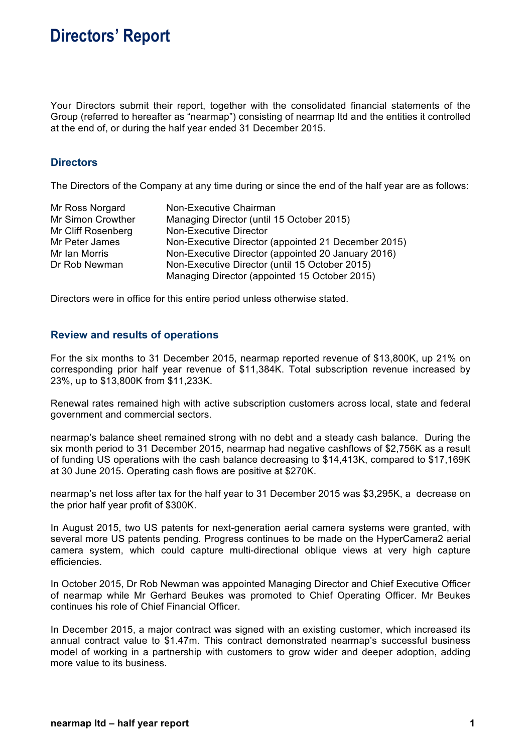# Directors' Report

Your Directors submit their report, together with the consolidated financial statements of the Group (referred to hereafter as "nearmap") consisting of nearmap ltd and the entities it controlled at the end of, or during the half year ended 31 December 2015.

## Directors

The Directors of the Company at any time during or since the end of the half year are as follows:

| | |
|---|---|
| Mr Ross Norgard | Non-Executive Chairman |
| Mr Simon Crowther | Managing Director (until 15 October 2015) |
| Mr Cliff Rosenberg | Non-Executive Director |
| Mr Peter James | Non-Executive Director (appointed 21 December 2015) |
| Mr Ian Morris | Non-Executive Director (appointed 20 January 2016) |
| Dr Rob Newman | Non-Executive Director (until 15 October 2015)<br>Managing Director (appointed 15 October 2015) |

Directors were in office for this entire period unless otherwise stated.

## Review and results of operations

For the six months to 31 December 2015, nearmap reported revenue of $13,800K, up 21% on corresponding prior half year revenue of $11,384K. Total subscription revenue increased by 23%, up to $13,800K from $11,233K.

Renewal rates remained high with active subscription customers across local, state and federal government and commercial sectors.

nearmap's balance sheet remained strong with no debt and a steady cash balance. During the six month period to 31 December 2015, nearmap had negative cashflows of $2,756K as a result of funding US operations with the cash balance decreasing to $14,413K, compared to $17,169K at 30 June 2015. Operating cash flows are positive at $270K.

nearmap's net loss after tax for the half year to 31 December 2015 was $3,295K, a decrease on the prior half year profit of $300K.

In August 2015, two US patents for next-generation aerial camera systems were granted, with several more US patents pending. Progress continues to be made on the HyperCamera2 aerial camera system, which could capture multi-directional oblique views at very high capture efficiencies.

In October 2015, Dr Rob Newman was appointed Managing Director and Chief Executive Officer of nearmap while Mr Gerhard Beukes was promoted to Chief Operating Officer. Mr Beukes continues his role of Chief Financial Officer.

In December 2015, a major contract was signed with an existing customer, which increased its annual contract value to $1.47m. This contract demonstrated nearmap's successful business model of working in a partnership with customers to grow wider and deeper adoption, adding more value to its business.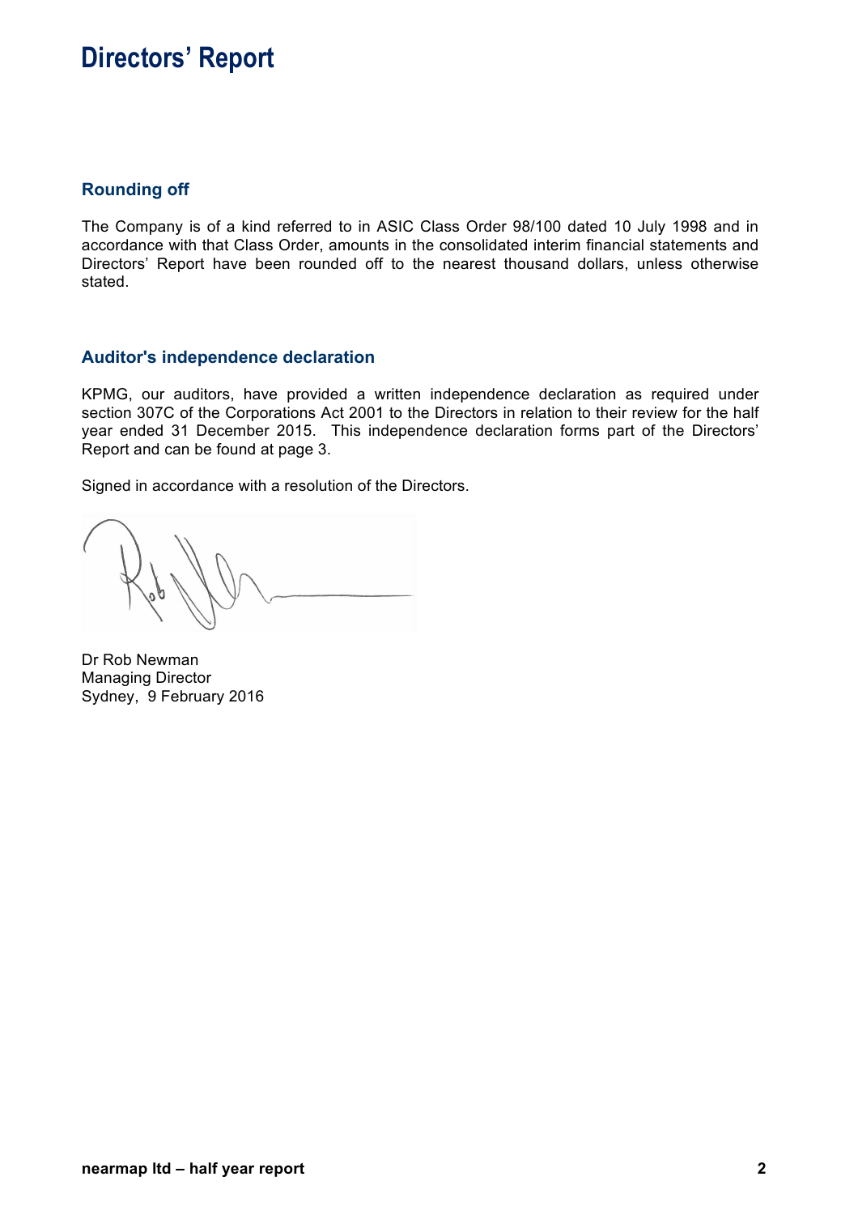# Directors' Report

## Rounding off

The Company is of a kind referred to in ASIC Class Order 98/100 dated 10 July 1998 and in accordance with that Class Order, amounts in the consolidated interim financial statements and Directors' Report have been rounded off to the nearest thousand dollars, unless otherwise stated.

## Auditor's independence declaration

KPMG, our auditors, have provided a written independence declaration as required under section 307C of the Corporations Act 2001 to the Directors in relation to their review for the half year ended 31 December 2015. This independence declaration forms part of the Directors' Report and can be found at page 3.

Signed in accordance with a resolution of the Directors.

Dr Rob Newman
Managing Director
Sydney, 9 February 2016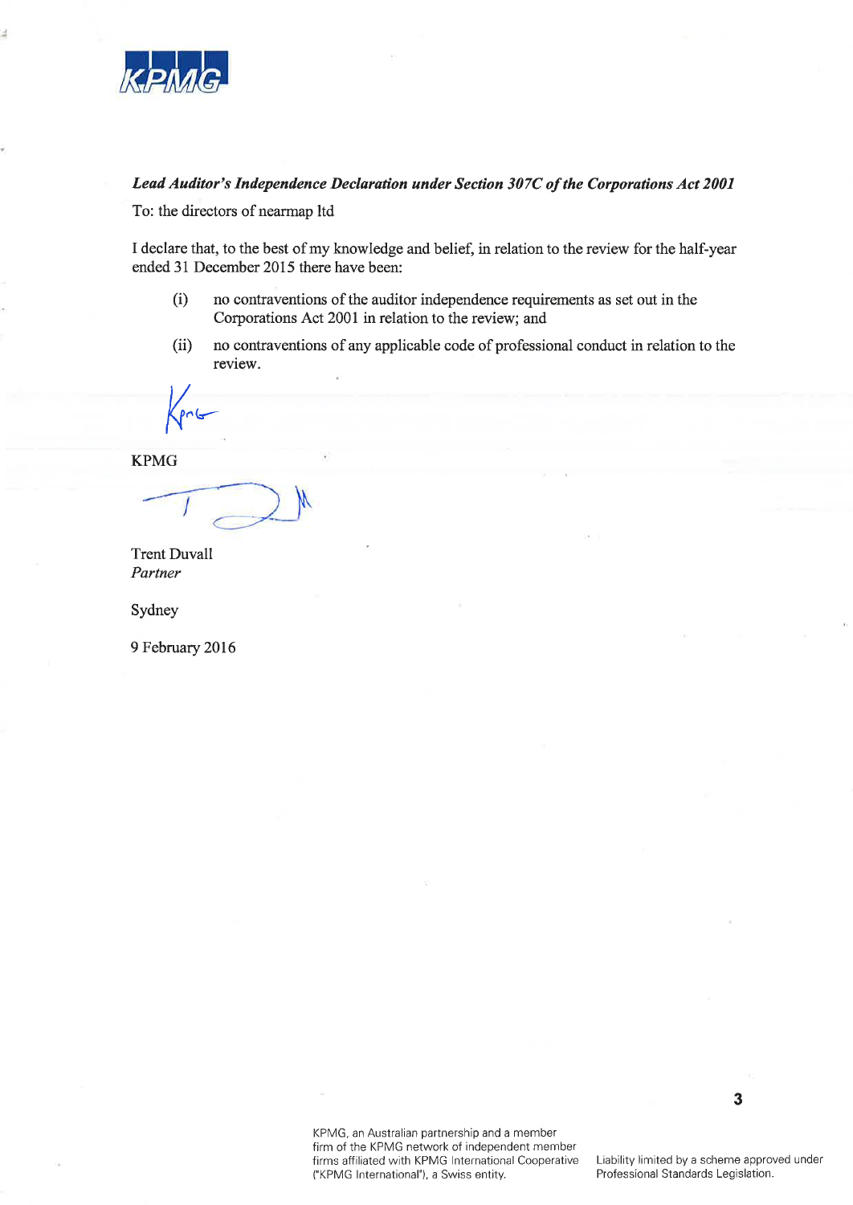***Lead Auditor's Independence Declaration under Section 307C of the Corporations Act 2001***

To: the directors of nearmap ltd

I declare that, to the best of my knowledge and belief, in relation to the review for the half-year ended 31 December 2015 there have been:

(i) no contraventions of the auditor independence requirements as set out in the Corporations Act 2001 in relation to the review; and

(ii) no contraventions of any applicable code of professional conduct in relation to the review.

KPMG

Trent Duvall
*Partner*

Sydney

9 February 2016

KPMG, an Australian partnership and a member firm of the KPMG network of independent member firms affiliated with KPMG International Cooperative ("KPMG International"), a Swiss entity.

Liability limited by a scheme approved under Professional Standards Legislation.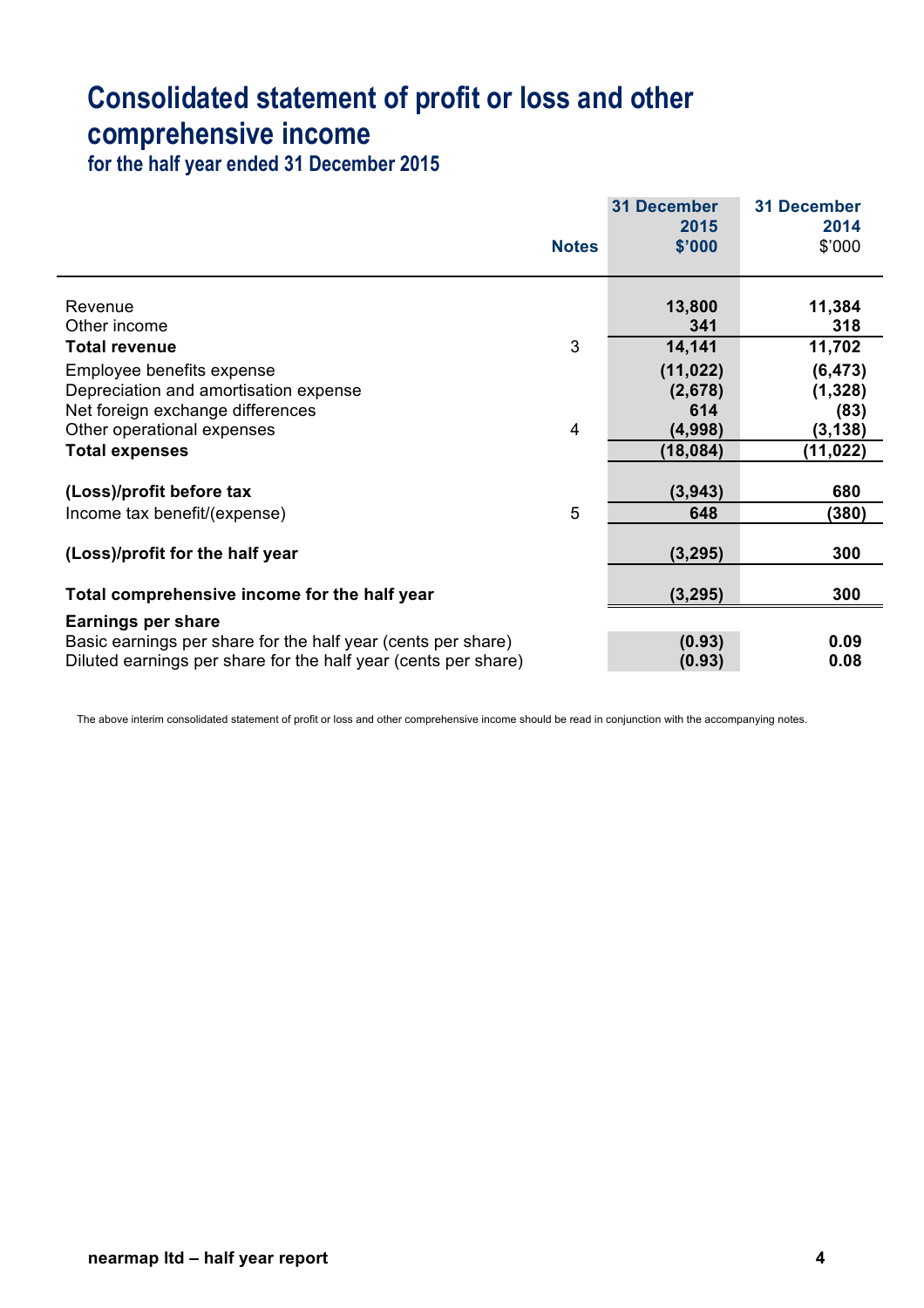# Consolidated statement of profit or loss and other comprehensive income

## for the half year ended 31 December 2015

| | Notes | 31 December 2015 $'000 | 31 December 2014 $'000 |
|---|---|---|---|
| Revenue | | 13,800 | 11,384 |
| Other income | | 341 | 318 |
| **Total revenue** | 3 | 14,141 | 11,702 |
| Employee benefits expense | | (11,022) | (6,473) |
| Depreciation and amortisation expense | | (2,678) | (1,328) |
| Net foreign exchange differences | | 614 | (83) |
| Other operational expenses | 4 | (4,998) | (3,138) |
| **Total expenses** | | (18,084) | (11,022) |
| **(Loss)/profit before tax** | | (3,943) | 680 |
| Income tax benefit/(expense) | 5 | 648 | (380) |
| **(Loss)/profit for the half year** | | (3,295) | 300 |
| **Total comprehensive income for the half year** | | (3,295) | 300 |
| **Earnings per share** | | | |
| Basic earnings per share for the half year (cents per share) | | (0.93) | 0.09 |
| Diluted earnings per share for the half year (cents per share) | | (0.93) | 0.08 |

The above interim consolidated statement of profit or loss and other comprehensive income should be read in conjunction with the accompanying notes.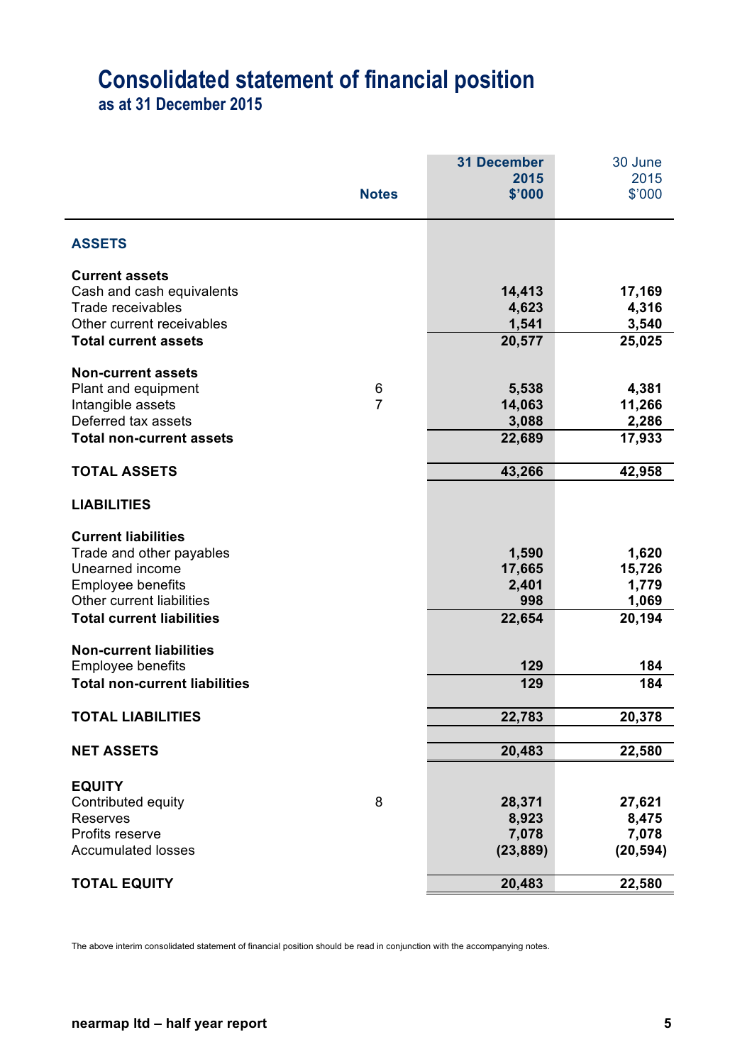# Consolidated statement of financial position

## as at 31 December 2015

| | Notes | 31 December 2015 $'000 | 30 June 2015 $'000 |
|---|---|---|---|
| **ASSETS** | | | |
| **Current assets** | | | |
| Cash and cash equivalents | | **14,413** | **17,169** |
| Trade receivables | | **4,623** | **4,316** |
| Other current receivables | | **1,541** | **3,540** |
| **Total current assets** | | **20,577** | **25,025** |
| **Non-current assets** | | | |
| Plant and equipment | 6 | **5,538** | **4,381** |
| Intangible assets | 7 | **14,063** | **11,266** |
| Deferred tax assets | | **3,088** | **2,286** |
| **Total non-current assets** | | **22,689** | **17,933** |
| **TOTAL ASSETS** | | **43,266** | **42,958** |
| **LIABILITIES** | | | |
| **Current liabilities** | | | |
| Trade and other payables | | **1,590** | **1,620** |
| Unearned income | | **17,665** | **15,726** |
| Employee benefits | | **2,401** | **1,779** |
| Other current liabilities | | **998** | **1,069** |
| **Total current liabilities** | | **22,654** | **20,194** |
| **Non-current liabilities** | | | |
| Employee benefits | | **129** | **184** |
| **Total non-current liabilities** | | **129** | **184** |
| **TOTAL LIABILITIES** | | **22,783** | **20,378** |
| **NET ASSETS** | | **20,483** | **22,580** |
| **EQUITY** | | | |
| Contributed equity | 8 | **28,371** | **27,621** |
| Reserves | | **8,923** | **8,475** |
| Profits reserve | | **7,078** | **7,078** |
| Accumulated losses | | **(23,889)** | **(20,594)** |
| **TOTAL EQUITY** | | **20,483** | **22,580** |

The above interim consolidated statement of financial position should be read in conjunction with the accompanying notes.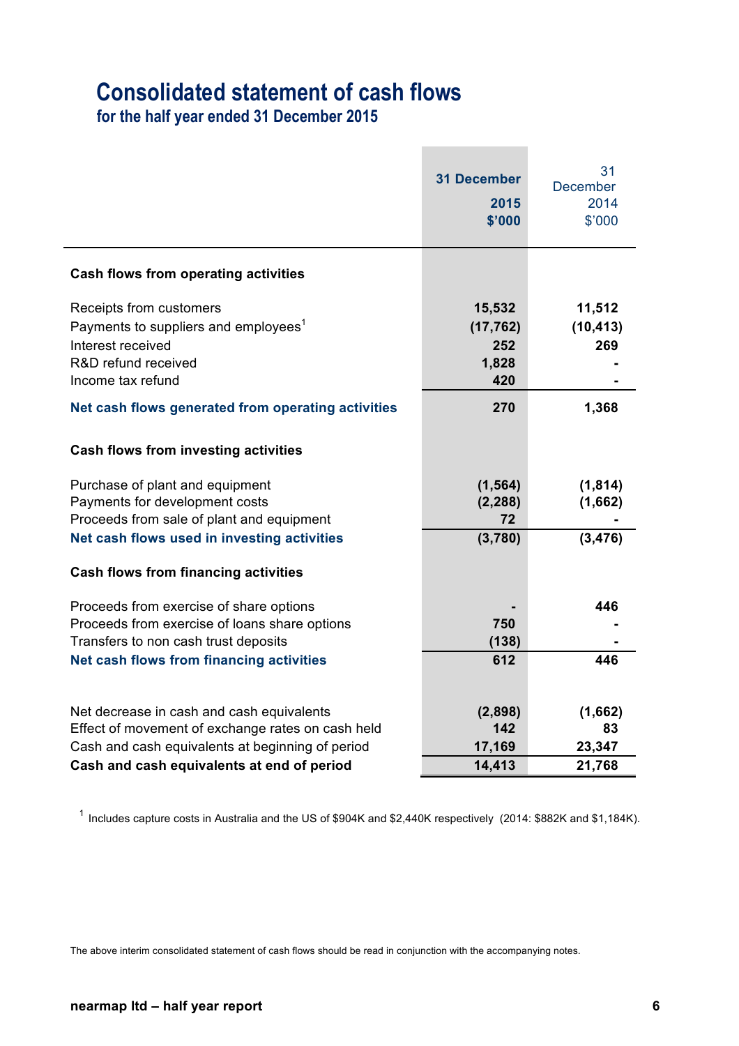# Consolidated statement of cash flows

## for the half year ended 31 December 2015

| | 31 December 2015 $'000 | 31 December 2014 $'000 |
|---|---|---|
| **Cash flows from operating activities** | | |
| Receipts from customers | 15,532 | 11,512 |
| Payments to suppliers and employees[1] | (17,762) | (10,413) |
| Interest received | 252 | 269 |
| R&D refund received | 1,828 | - |
| Income tax refund | 420 | - |
| **Net cash flows generated from operating activities** | 270 | 1,368 |
| **Cash flows from investing activities** | | |
| Purchase of plant and equipment | (1,564) | (1,814) |
| Payments for development costs | (2,288) | (1,662) |
| Proceeds from sale of plant and equipment | 72 | - |
| **Net cash flows used in investing activities** | (3,780) | (3,476) |
| **Cash flows from financing activities** | | |
| Proceeds from exercise of share options | - | 446 |
| Proceeds from exercise of loans share options | 750 | - |
| Transfers to non cash trust deposits | (138) | - |
| **Net cash flows from financing activities** | 612 | 446 |
| Net decrease in cash and cash equivalents | (2,898) | (1,662) |
| Effect of movement of exchange rates on cash held | 142 | 83 |
| Cash and cash equivalents at beginning of period | 17,169 | 23,347 |
| **Cash and cash equivalents at end of period** | 14,413 | 21,768 |

[1] Includes capture costs in Australia and the US of $904K and $2,440K respectively (2014: $882K and $1,184K).

The above interim consolidated statement of cash flows should be read in conjunction with the accompanying notes.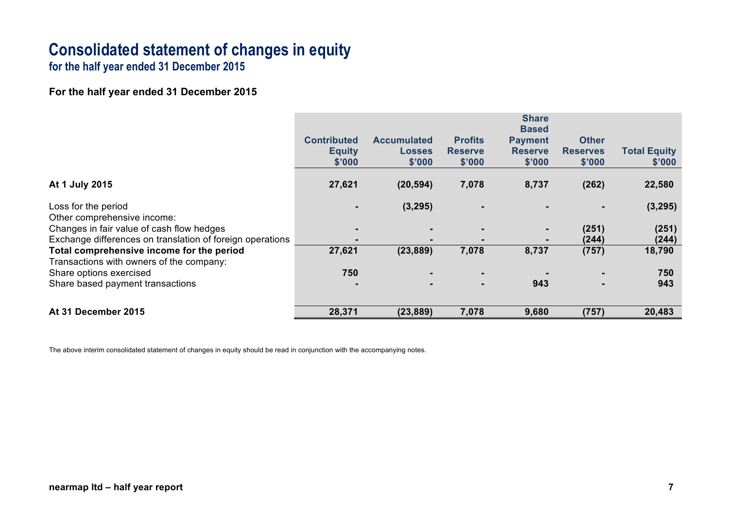# Consolidated statement of changes in equity

## for the half year ended 31 December 2015

**For the half year ended 31 December 2015**

| | Contributed Equity $'000 | Accumulated Losses $'000 | Profits Reserve $'000 | Share Based Payment Reserve $'000 | Other Reserves $'000 | Total Equity $'000 |
|---|---|---|---|---|---|---|
| **At 1 July 2015** | **27,621** | **(20,594)** | **7,078** | **8,737** | **(262)** | **22,580** |
| Loss for the period | - | (3,295) | - | - | - | (3,295) |
| Other comprehensive income: | | | | | | |
| Changes in fair value of cash flow hedges | - | - | - | - | (251) | (251) |
| Exchange differences on translation of foreign operations | - | - | - | - | (244) | (244) |
| **Total comprehensive income for the period** | **27,621** | **(23,889)** | **7,078** | **8,737** | **(757)** | **18,790** |
| Transactions with owners of the company: | | | | | | |
| Share options exercised | 750 | - | - | - | - | 750 |
| Share based payment transactions | - | - | - | 943 | - | 943 |
| **At 31 December 2015** | **28,371** | **(23,889)** | **7,078** | **9,680** | **(757)** | **20,483** |

The above interim consolidated statement of changes in equity should be read in conjunction with the accompanying notes.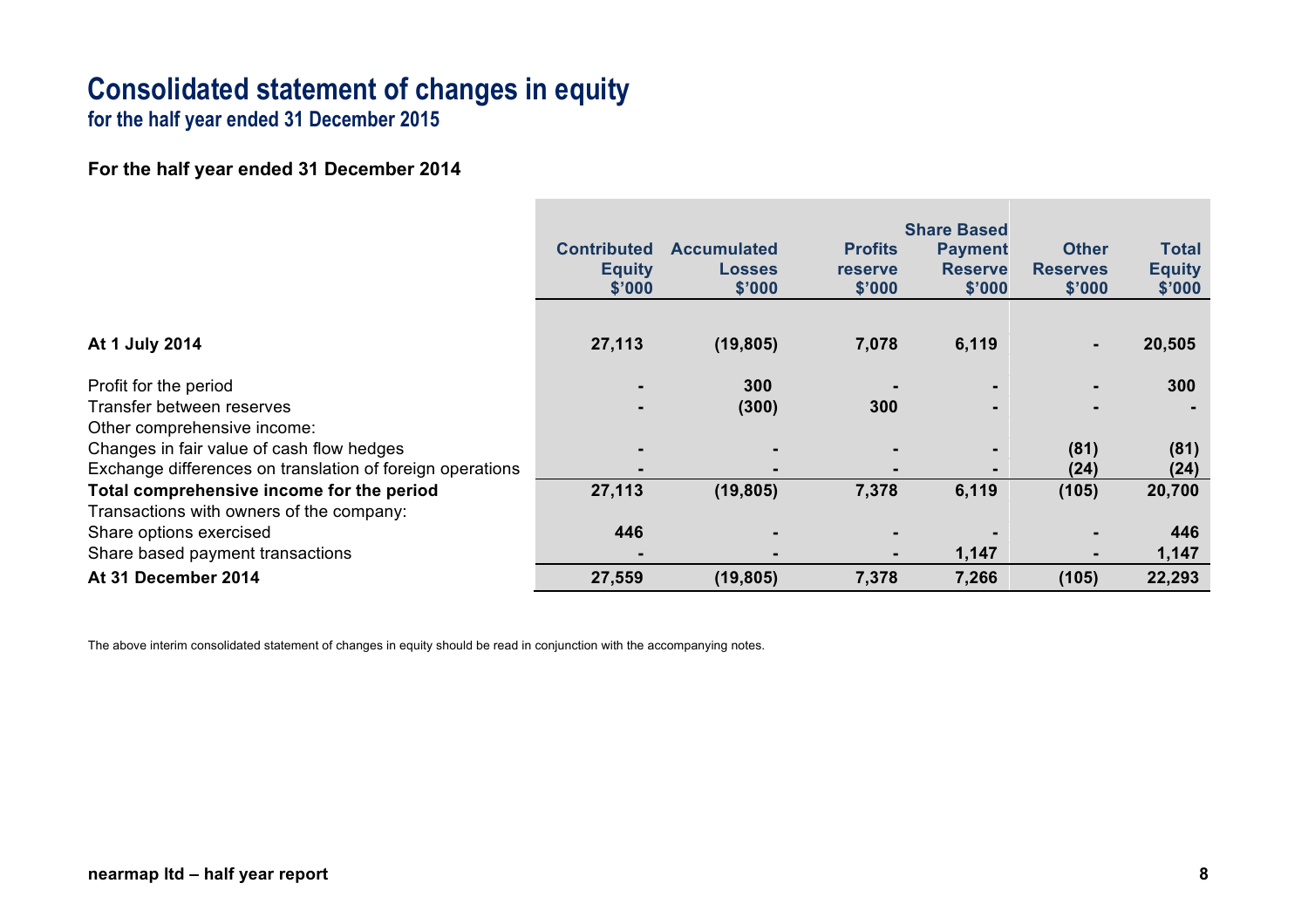# Consolidated statement of changes in equity

## for the half year ended 31 December 2015

### For the half year ended 31 December 2014

| | Contributed Equity $'000 | Accumulated Losses $'000 | Profits reserve $'000 | Share Based Payment Reserve $'000 | Other Reserves $'000 | Total Equity $'000 |
|---|---|---|---|---|---|---|
| **At 1 July 2014** | **27,113** | **(19,805)** | **7,078** | **6,119** | **-** | **20,505** |
| Profit for the period | - | 300 | - | - | - | 300 |
| Transfer between reserves | - | (300) | 300 | - | - | - |
| Other comprehensive income: | | | | | | |
| Changes in fair value of cash flow hedges | - | - | - | - | (81) | (81) |
| Exchange differences on translation of foreign operations | - | - | - | - | (24) | (24) |
| **Total comprehensive income for the period** | **27,113** | **(19,805)** | **7,378** | **6,119** | **(105)** | **20,700** |
| Transactions with owners of the company: | | | | | | |
| Share options exercised | 446 | - | - | - | - | 446 |
| Share based payment transactions | - | - | - | 1,147 | - | 1,147 |
| **At 31 December 2014** | **27,559** | **(19,805)** | **7,378** | **7,266** | **(105)** | **22,293** |

The above interim consolidated statement of changes in equity should be read in conjunction with the accompanying notes.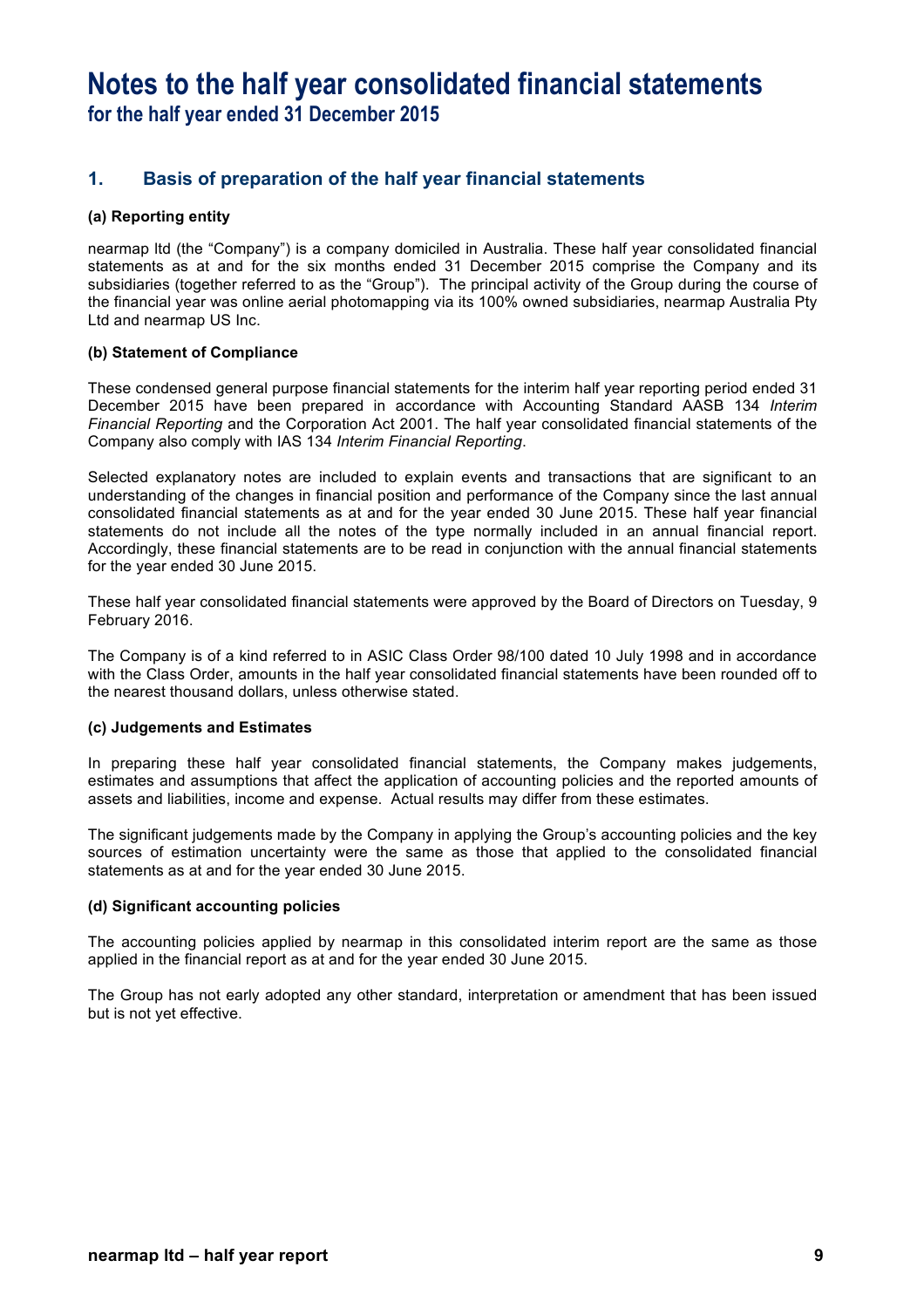# Notes to the half year consolidated financial statements

## for the half year ended 31 December 2015

### 1. Basis of preparation of the half year financial statements

**(a) Reporting entity**

nearmap ltd (the "Company") is a company domiciled in Australia. These half year consolidated financial statements as at and for the six months ended 31 December 2015 comprise the Company and its subsidiaries (together referred to as the "Group"). The principal activity of the Group during the course of the financial year was online aerial photomapping via its 100% owned subsidiaries, nearmap Australia Pty Ltd and nearmap US Inc.

**(b) Statement of Compliance**

These condensed general purpose financial statements for the interim half year reporting period ended 31 December 2015 have been prepared in accordance with Accounting Standard AASB 134 *Interim Financial Reporting* and the Corporation Act 2001. The half year consolidated financial statements of the Company also comply with IAS 134 *Interim Financial Reporting*.

Selected explanatory notes are included to explain events and transactions that are significant to an understanding of the changes in financial position and performance of the Company since the last annual consolidated financial statements as at and for the year ended 30 June 2015. These half year financial statements do not include all the notes of the type normally included in an annual financial report. Accordingly, these financial statements are to be read in conjunction with the annual financial statements for the year ended 30 June 2015.

These half year consolidated financial statements were approved by the Board of Directors on Tuesday, 9 February 2016.

The Company is of a kind referred to in ASIC Class Order 98/100 dated 10 July 1998 and in accordance with the Class Order, amounts in the half year consolidated financial statements have been rounded off to the nearest thousand dollars, unless otherwise stated.

**(c) Judgements and Estimates**

In preparing these half year consolidated financial statements, the Company makes judgements, estimates and assumptions that affect the application of accounting policies and the reported amounts of assets and liabilities, income and expense. Actual results may differ from these estimates.

The significant judgements made by the Company in applying the Group's accounting policies and the key sources of estimation uncertainty were the same as those that applied to the consolidated financial statements as at and for the year ended 30 June 2015.

**(d) Significant accounting policies**

The accounting policies applied by nearmap in this consolidated interim report are the same as those applied in the financial report as at and for the year ended 30 June 2015.

The Group has not early adopted any other standard, interpretation or amendment that has been issued but is not yet effective.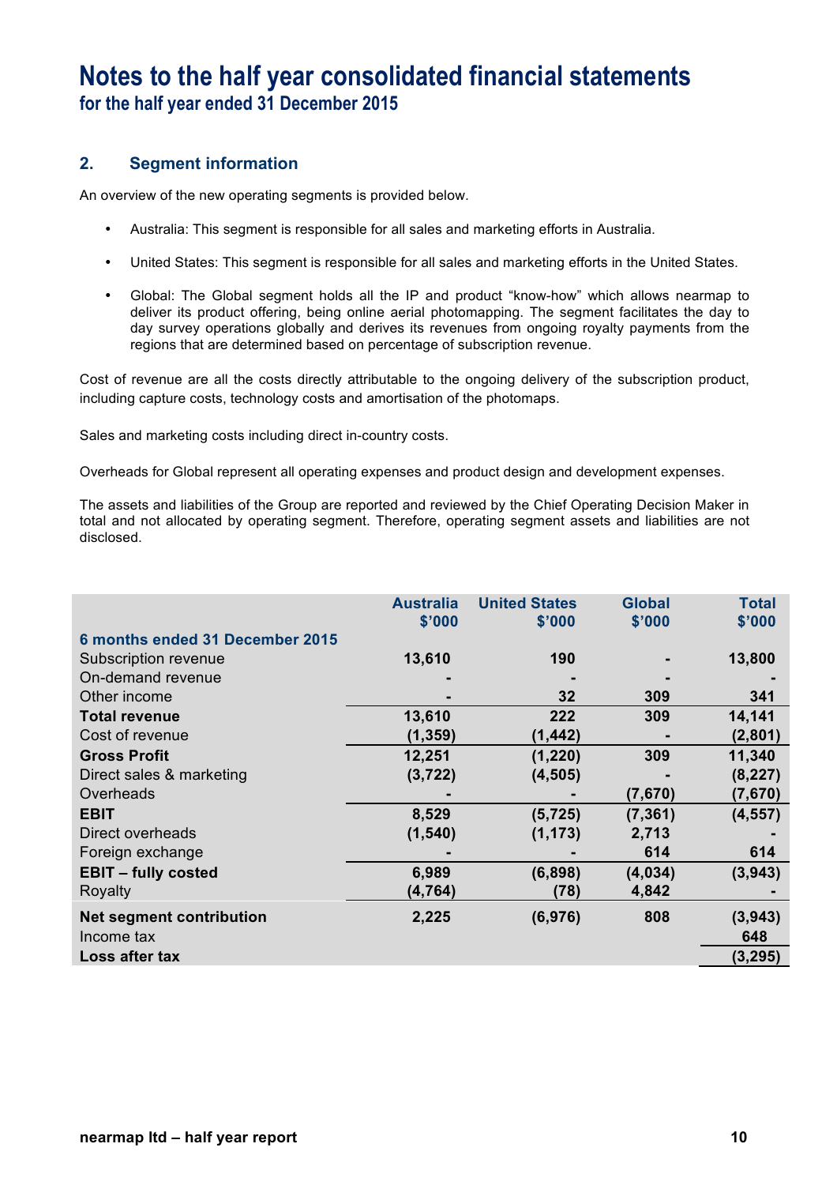# Notes to the half year consolidated financial statements

## for the half year ended 31 December 2015

### 2. Segment information

An overview of the new operating segments is provided below.

- Australia: This segment is responsible for all sales and marketing efforts in Australia.
- United States: This segment is responsible for all sales and marketing efforts in the United States.
- Global: The Global segment holds all the IP and product "know-how" which allows nearmap to deliver its product offering, being online aerial photomapping. The segment facilitates the day to day survey operations globally and derives its revenues from ongoing royalty payments from the regions that are determined based on percentage of subscription revenue.

Cost of revenue are all the costs directly attributable to the ongoing delivery of the subscription product, including capture costs, technology costs and amortisation of the photomaps.

Sales and marketing costs including direct in-country costs.

Overheads for Global represent all operating expenses and product design and development expenses.

The assets and liabilities of the Group are reported and reviewed by the Chief Operating Decision Maker in total and not allocated by operating segment. Therefore, operating segment assets and liabilities are not disclosed.

| | Australia $'000 | United States $'000 | Global $'000 | Total $'000 |
|---|---|---|---|---|
| **6 months ended 31 December 2015** | | | | |
| Subscription revenue | 13,610 | 190 | - | 13,800 |
| On-demand revenue | - | - | - | - |
| Other income | - | 32 | 309 | 341 |
| **Total revenue** | 13,610 | 222 | 309 | 14,141 |
| Cost of revenue | (1,359) | (1,442) | - | (2,801) |
| **Gross Profit** | 12,251 | (1,220) | 309 | 11,340 |
| Direct sales & marketing | (3,722) | (4,505) | - | (8,227) |
| Overheads | - | - | (7,670) | (7,670) |
| **EBIT** | 8,529 | (5,725) | (7,361) | (4,557) |
| Direct overheads | (1,540) | (1,173) | 2,713 | - |
| Foreign exchange | - | - | 614 | 614 |
| **EBIT – fully costed** | 6,989 | (6,898) | (4,034) | (3,943) |
| Royalty | (4,764) | (78) | 4,842 | - |
| **Net segment contribution** | 2,225 | (6,976) | 808 | (3,943) |
| Income tax | | | | 648 |
| **Loss after tax** | | | | (3,295) |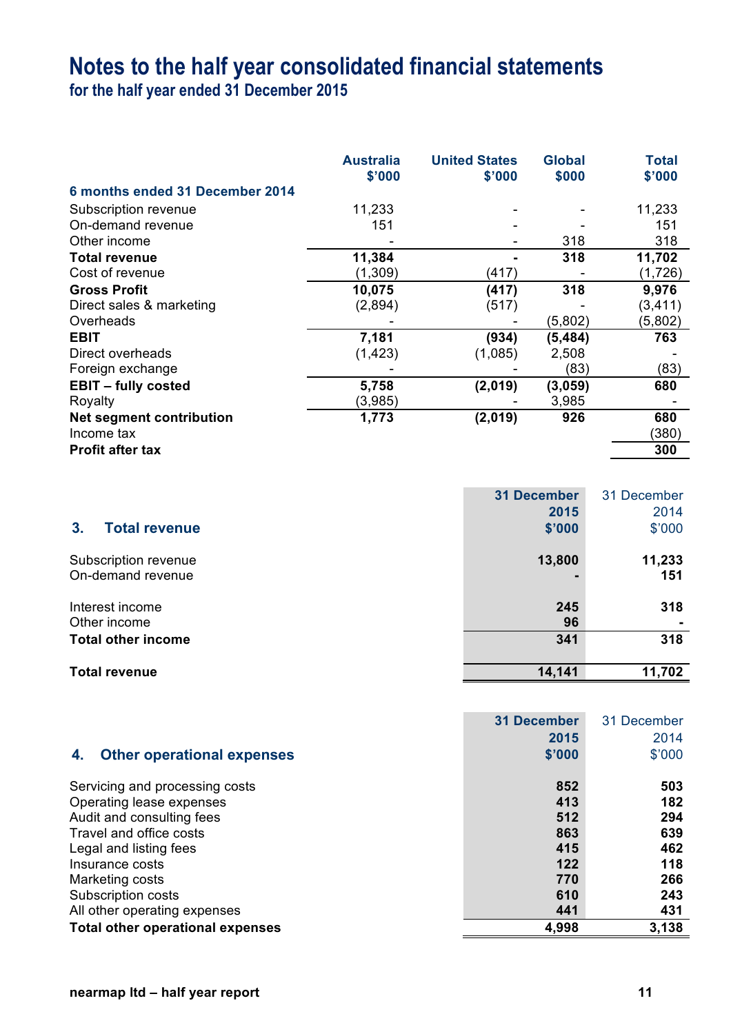# Notes to the half year consolidated financial statements

## for the half year ended 31 December 2015

| | Australia $'000 | United States $'000 | Global $000 | Total $'000 |
|---|---|---|---|---|
| **6 months ended 31 December 2014** | | | | |
| Subscription revenue | 11,233 | - | - | 11,233 |
| On-demand revenue | 151 | - | - | 151 |
| Other income | - | - | 318 | 318 |
| **Total revenue** | **11,384** | **-** | **318** | **11,702** |
| Cost of revenue | (1,309) | (417) | - | (1,726) |
| **Gross Profit** | **10,075** | **(417)** | **318** | **9,976** |
| Direct sales & marketing | (2,894) | (517) | - | (3,411) |
| Overheads | - | - | (5,802) | (5,802) |
| **EBIT** | **7,181** | **(934)** | **(5,484)** | **763** |
| Direct overheads | (1,423) | (1,085) | 2,508 | - |
| Foreign exchange | - | - | (83) | (83) |
| **EBIT – fully costed** | **5,758** | **(2,019)** | **(3,059)** | **680** |
| Royalty | (3,985) | - | 3,985 | - |
| **Net segment contribution** | **1,773** | **(2,019)** | **926** | **680** |
| Income tax | | | | (380) |
| **Profit after tax** | | | | **300** |

### 3. Total revenue

| | 31 December 2015 $'000 | 31 December 2014 $'000 |
|---|---|---|
| Subscription revenue | **13,800** | **11,233** |
| On-demand revenue | **-** | **151** |
| | | |
| Interest income | **245** | **318** |
| Other income | **96** | **-** |
| **Total other income** | **341** | **318** |
| | | |
| **Total revenue** | **14,141** | **11,702** |

### 4. Other operational expenses

| | 31 December 2015 $'000 | 31 December 2014 $'000 |
|---|---|---|
| Servicing and processing costs | **852** | **503** |
| Operating lease expenses | **413** | **182** |
| Audit and consulting fees | **512** | **294** |
| Travel and office costs | **863** | **639** |
| Legal and listing fees | **415** | **462** |
| Insurance costs | **122** | **118** |
| Marketing costs | **770** | **266** |
| Subscription costs | **610** | **243** |
| All other operating expenses | **441** | **431** |
| **Total other operational expenses** | **4,998** | **3,138** |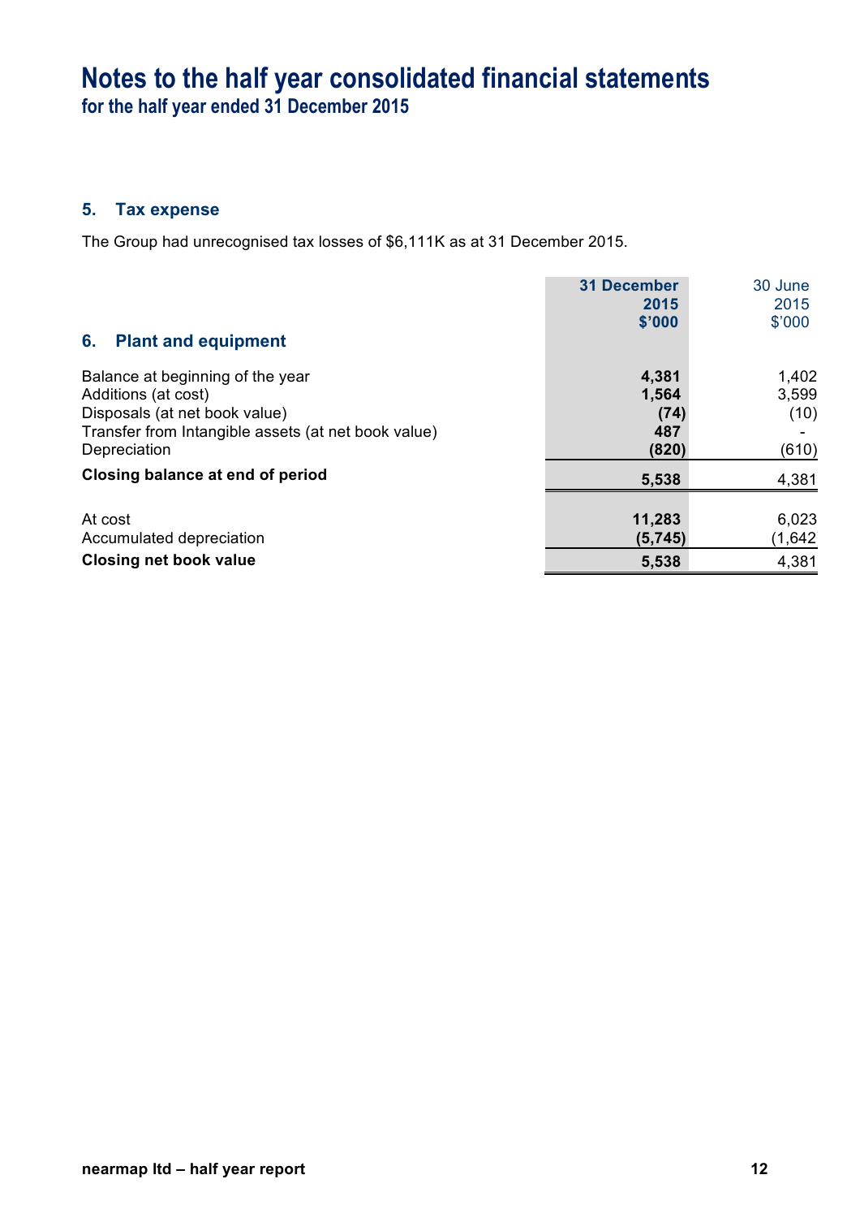# Notes to the half year consolidated financial statements

## for the half year ended 31 December 2015

### 5. Tax expense

The Group had unrecognised tax losses of $6,111K as at 31 December 2015.

### 6. Plant and equipment

| | 31 December 2015 $'000 | 30 June 2015 $'000 |
|---|---|---|
| Balance at beginning of the year | **4,381** | 1,402 |
| Additions (at cost) | **1,564** | 3,599 |
| Disposals (at net book value) | **(74)** | (10) |
| Transfer from Intangible assets (at net book value) | **487** | - |
| Depreciation | **(820)** | (610) |
| **Closing balance at end of period** | **5,538** | 4,381 |
| | | |
| At cost | **11,283** | 6,023 |
| Accumulated depreciation | **(5,745)** | (1,642 |
| **Closing net book value** | **5,538** | 4,381 |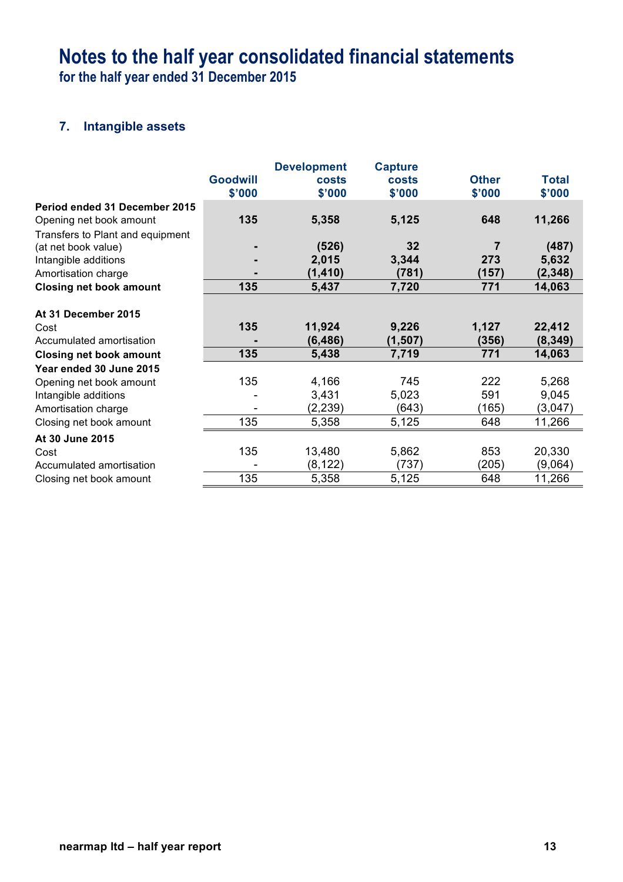# Notes to the half year consolidated financial statements

**for the half year ended 31 December 2015**

## 7. Intangible assets

| | Goodwill $'000 | Development costs $'000 | Capture costs $'000 | Other $'000 | Total $'000 |
|---|---|---|---|---|---|
| **Period ended 31 December 2015** | | | | | |
| Opening net book amount | **135** | **5,358** | **5,125** | **648** | **11,266** |
| Transfers to Plant and equipment (at net book value) | **-** | **(526)** | **32** | **7** | **(487)** |
| Intangible additions | **-** | **2,015** | **3,344** | **273** | **5,632** |
| Amortisation charge | **-** | **(1,410)** | **(781)** | **(157)** | **(2,348)** |
| **Closing net book amount** | **135** | **5,437** | **7,720** | **771** | **14,063** |
| **At 31 December 2015** | | | | | |
| Cost | **135** | **11,924** | **9,226** | **1,127** | **22,412** |
| Accumulated amortisation | **-** | **(6,486)** | **(1,507)** | **(356)** | **(8,349)** |
| **Closing net book amount** | **135** | **5,438** | **7,719** | **771** | **14,063** |
| **Year ended 30 June 2015** | | | | | |
| Opening net book amount | 135 | 4,166 | 745 | 222 | 5,268 |
| Intangible additions | - | 3,431 | 5,023 | 591 | 9,045 |
| Amortisation charge | - | (2,239) | (643) | (165) | (3,047) |
| Closing net book amount | 135 | 5,358 | 5,125 | 648 | 11,266 |
| **At 30 June 2015** | | | | | |
| Cost | 135 | 13,480 | 5,862 | 853 | 20,330 |
| Accumulated amortisation | - | (8,122) | (737) | (205) | (9,064) |
| Closing net book amount | 135 | 5,358 | 5,125 | 648 | 11,266 |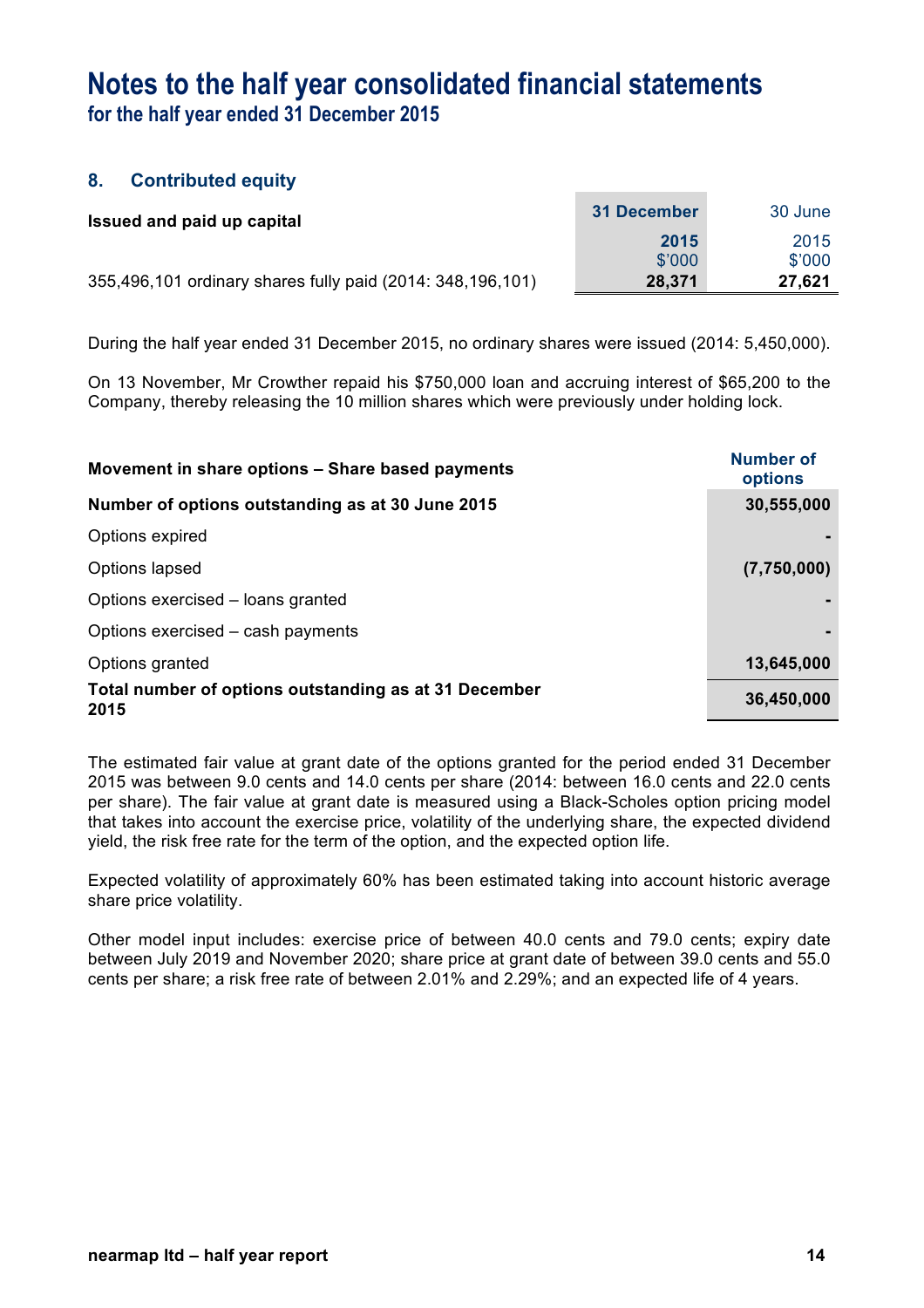# Notes to the half year consolidated financial statements

## for the half year ended 31 December 2015

### 8. Contributed equity

| Issued and paid up capital | 31 December 2015 $'000 | 30 June 2015 $'000 |
|---|---|---|
| 355,496,101 ordinary shares fully paid (2014: 348,196,101) | **28,371** | **27,621** |

During the half year ended 31 December 2015, no ordinary shares were issued (2014: 5,450,000).

On 13 November, Mr Crowther repaid his $750,000 loan and accruing interest of $65,200 to the Company, thereby releasing the 10 million shares which were previously under holding lock.

| Movement in share options – Share based payments | Number of options |
|---|---|
| **Number of options outstanding as at 30 June 2015** | **30,555,000** |
| Options expired | **-** |
| Options lapsed | **(7,750,000)** |
| Options exercised – loans granted | **-** |
| Options exercised – cash payments | **-** |
| Options granted | **13,645,000** |
| **Total number of options outstanding as at 31 December 2015** | **36,450,000** |

The estimated fair value at grant date of the options granted for the period ended 31 December 2015 was between 9.0 cents and 14.0 cents per share (2014: between 16.0 cents and 22.0 cents per share). The fair value at grant date is measured using a Black-Scholes option pricing model that takes into account the exercise price, volatility of the underlying share, the expected dividend yield, the risk free rate for the term of the option, and the expected option life.

Expected volatility of approximately 60% has been estimated taking into account historic average share price volatility.

Other model input includes: exercise price of between 40.0 cents and 79.0 cents; expiry date between July 2019 and November 2020; share price at grant date of between 39.0 cents and 55.0 cents per share; a risk free rate of between 2.01% and 2.29%; and an expected life of 4 years.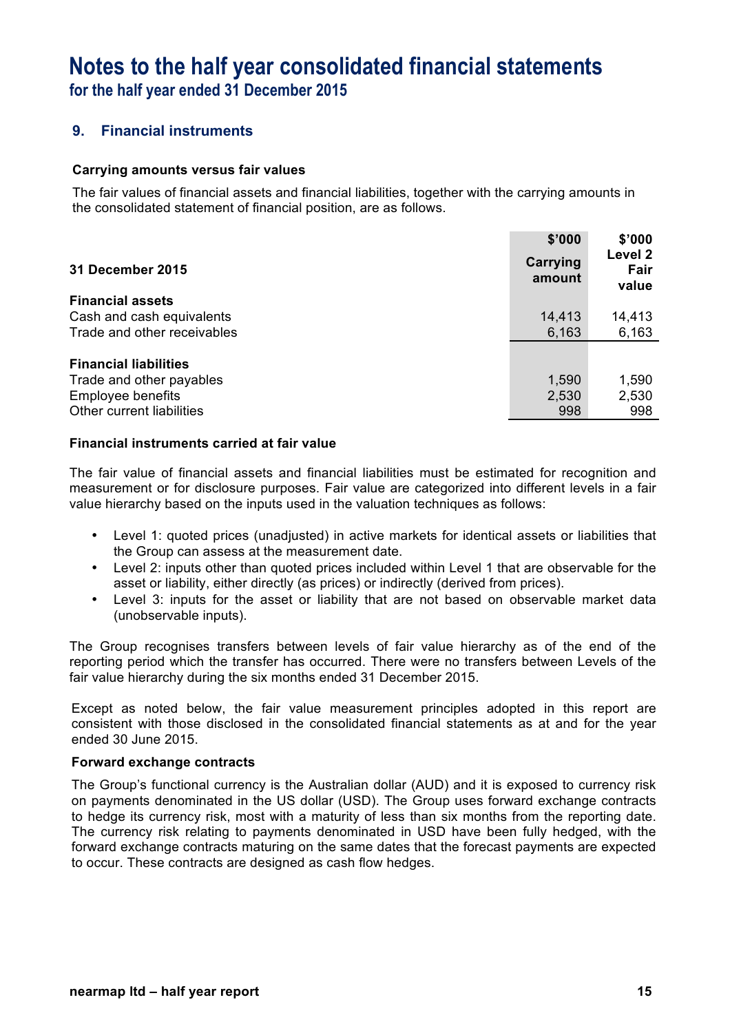# Notes to the half year consolidated financial statements
## for the half year ended 31 December 2015

### 9. Financial instruments

**Carrying amounts versus fair values**

The fair values of financial assets and financial liabilities, together with the carrying amounts in the consolidated statement of financial position, are as follows.

| 31 December 2015 | $'000<br>Carrying amount | $'000<br>Level 2 Fair value |
|---|---|---|
| **Financial assets** | | |
| Cash and cash equivalents | 14,413 | 14,413 |
| Trade and other receivables | 6,163 | 6,163 |
| | | |
| **Financial liabilities** | | |
| Trade and other payables | 1,590 | 1,590 |
| Employee benefits | 2,530 | 2,530 |
| Other current liabilities | 998 | 998 |

**Financial instruments carried at fair value**

The fair value of financial assets and financial liabilities must be estimated for recognition and measurement or for disclosure purposes. Fair value are categorized into different levels in a fair value hierarchy based on the inputs used in the valuation techniques as follows:

- Level 1: quoted prices (unadjusted) in active markets for identical assets or liabilities that the Group can assess at the measurement date.
- Level 2: inputs other than quoted prices included within Level 1 that are observable for the asset or liability, either directly (as prices) or indirectly (derived from prices).
- Level 3: inputs for the asset or liability that are not based on observable market data (unobservable inputs).

The Group recognises transfers between levels of fair value hierarchy as of the end of the reporting period which the transfer has occurred. There were no transfers between Levels of the fair value hierarchy during the six months ended 31 December 2015.

Except as noted below, the fair value measurement principles adopted in this report are consistent with those disclosed in the consolidated financial statements as at and for the year ended 30 June 2015.

**Forward exchange contracts**

The Group's functional currency is the Australian dollar (AUD) and it is exposed to currency risk on payments denominated in the US dollar (USD). The Group uses forward exchange contracts to hedge its currency risk, most with a maturity of less than six months from the reporting date. The currency risk relating to payments denominated in USD have been fully hedged, with the forward exchange contracts maturing on the same dates that the forecast payments are expected to occur. These contracts are designed as cash flow hedges.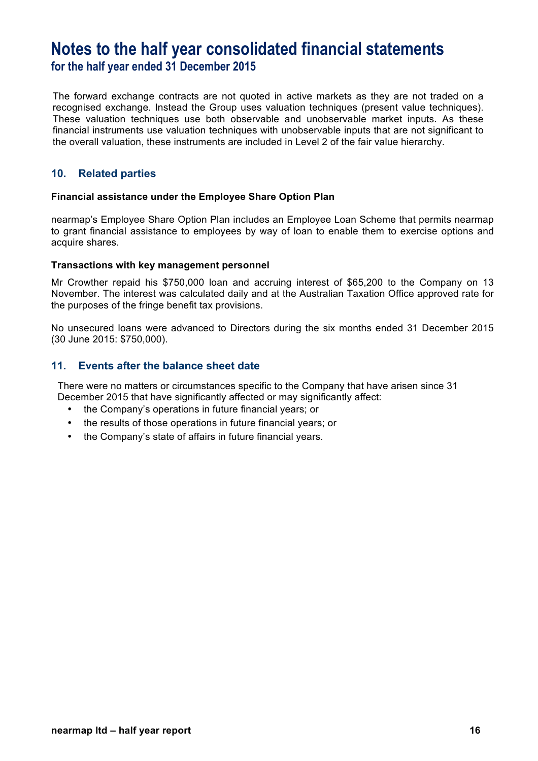# Notes to the half year consolidated financial statements

## for the half year ended 31 December 2015

The forward exchange contracts are not quoted in active markets as they are not traded on a recognised exchange. Instead the Group uses valuation techniques (present value techniques). These valuation techniques use both observable and unobservable market inputs. As these financial instruments use valuation techniques with unobservable inputs that are not significant to the overall valuation, these instruments are included in Level 2 of the fair value hierarchy.

### 10. Related parties

**Financial assistance under the Employee Share Option Plan**

nearmap's Employee Share Option Plan includes an Employee Loan Scheme that permits nearmap to grant financial assistance to employees by way of loan to enable them to exercise options and acquire shares.

**Transactions with key management personnel**

Mr Crowther repaid his $750,000 loan and accruing interest of $65,200 to the Company on 13 November. The interest was calculated daily and at the Australian Taxation Office approved rate for the purposes of the fringe benefit tax provisions.

No unsecured loans were advanced to Directors during the six months ended 31 December 2015 (30 June 2015: $750,000).

### 11. Events after the balance sheet date

There were no matters or circumstances specific to the Company that have arisen since 31 December 2015 that have significantly affected or may significantly affect:

- the Company's operations in future financial years; or
- the results of those operations in future financial years; or
- the Company's state of affairs in future financial years.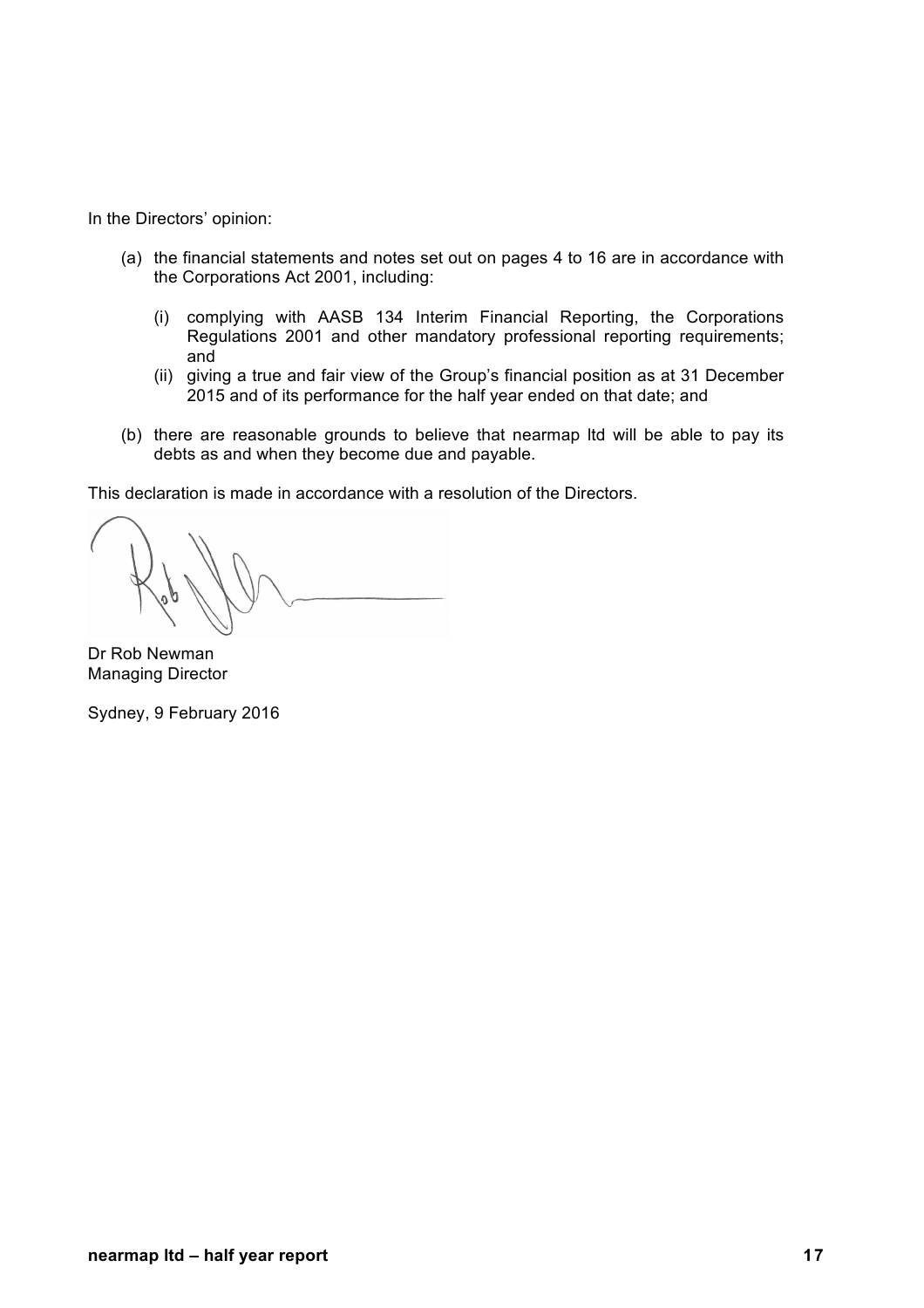In the Directors' opinion:

(a) the financial statements and notes set out on pages 4 to 16 are in accordance with the Corporations Act 2001, including:

  (i) complying with AASB 134 Interim Financial Reporting, the Corporations Regulations 2001 and other mandatory professional reporting requirements; and
  (ii) giving a true and fair view of the Group's financial position as at 31 December 2015 and of its performance for the half year ended on that date; and

(b) there are reasonable grounds to believe that nearmap ltd will be able to pay its debts as and when they become due and payable.

This declaration is made in accordance with a resolution of the Directors.

Dr Rob Newman
Managing Director

Sydney, 9 February 2016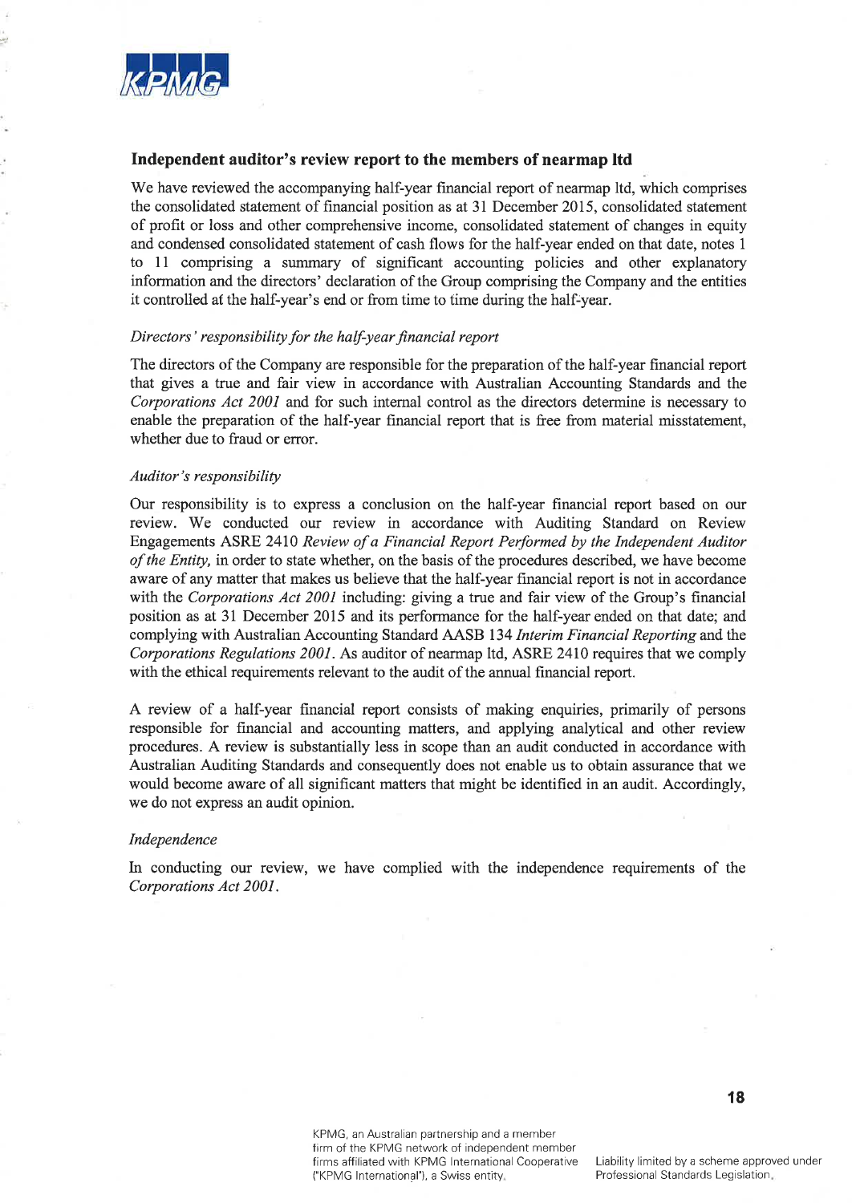## Independent auditor's review report to the members of nearmap ltd

We have reviewed the accompanying half-year financial report of nearmap ltd, which comprises the consolidated statement of financial position as at 31 December 2015, consolidated statement of profit or loss and other comprehensive income, consolidated statement of changes in equity and condensed consolidated statement of cash flows for the half-year ended on that date, notes 1 to 11 comprising a summary of significant accounting policies and other explanatory information and the directors' declaration of the Group comprising the Company and the entities it controlled at the half-year's end or from time to time during the half-year.

*Directors' responsibility for the half-year financial report*

The directors of the Company are responsible for the preparation of the half-year financial report that gives a true and fair view in accordance with Australian Accounting Standards and the *Corporations Act 2001* and for such internal control as the directors determine is necessary to enable the preparation of the half-year financial report that is free from material misstatement, whether due to fraud or error.

*Auditor's responsibility*

Our responsibility is to express a conclusion on the half-year financial report based on our review. We conducted our review in accordance with Auditing Standard on Review Engagements ASRE 2410 *Review of a Financial Report Performed by the Independent Auditor of the Entity,* in order to state whether, on the basis of the procedures described, we have become aware of any matter that makes us believe that the half-year financial report is not in accordance with the *Corporations Act 2001* including: giving a true and fair view of the Group's financial position as at 31 December 2015 and its performance for the half-year ended on that date; and complying with Australian Accounting Standard AASB 134 *Interim Financial Reporting* and the *Corporations Regulations 2001*. As auditor of nearmap ltd, ASRE 2410 requires that we comply with the ethical requirements relevant to the audit of the annual financial report.

A review of a half-year financial report consists of making enquiries, primarily of persons responsible for financial and accounting matters, and applying analytical and other review procedures. A review is substantially less in scope than an audit conducted in accordance with Australian Auditing Standards and consequently does not enable us to obtain assurance that we would become aware of all significant matters that might be identified in an audit. Accordingly, we do not express an audit opinion.

*Independence*

In conducting our review, we have complied with the independence requirements of the *Corporations Act 2001*.

KPMG, an Australian partnership and a member firm of the KPMG network of independent member firms affiliated with KPMG International Cooperative ("KPMG International"), a Swiss entity.

Liability limited by a scheme approved under Professional Standards Legislation.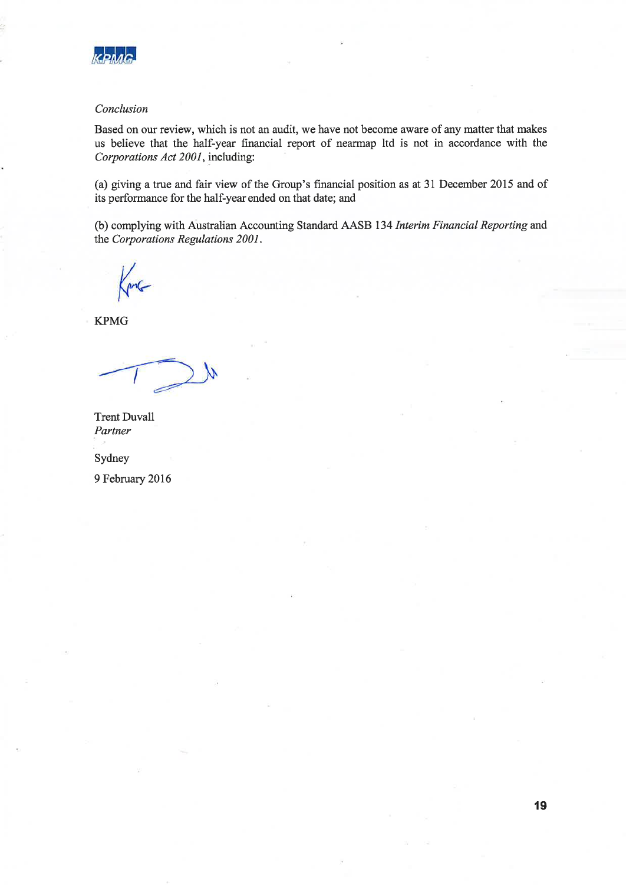*Conclusion*

Based on our review, which is not an audit, we have not become aware of any matter that makes us believe that the half-year financial report of nearmap ltd is not in accordance with the *Corporations Act 2001*, including:

(a) giving a true and fair view of the Group's financial position as at 31 December 2015 and of its performance for the half-year ended on that date; and

(b) complying with Australian Accounting Standard AASB 134 *Interim Financial Reporting* and the *Corporations Regulations 2001*.

KPMG

Trent Duvall
*Partner*

Sydney

9 February 2016